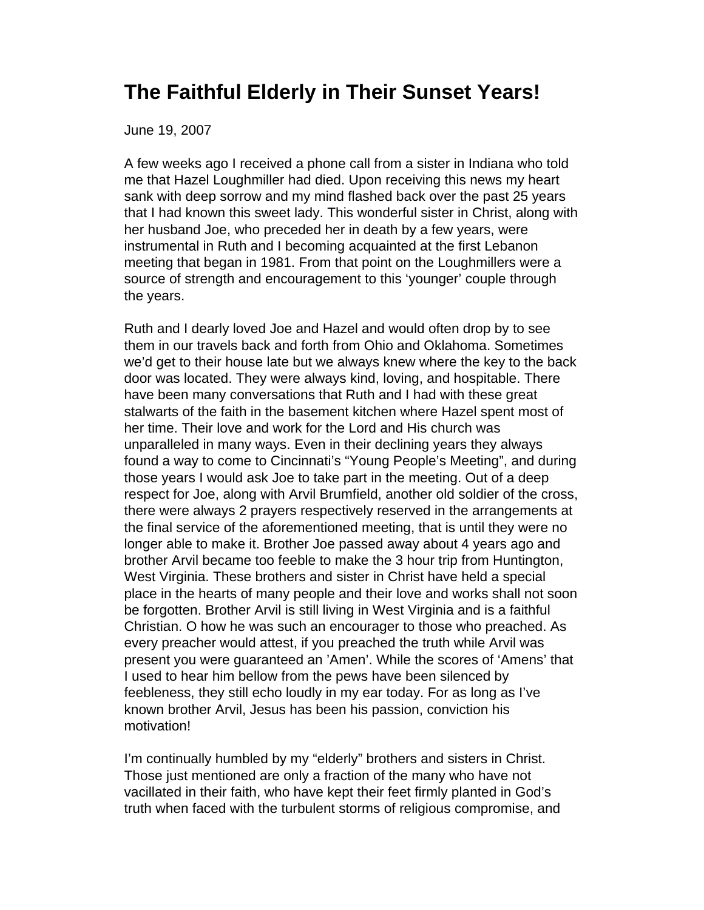# The Faithful Elderly in Their Sunset Years!

June 19, 2007

A few weeks ago I received a phone call from a sister in Indiana who told me that Hazel Loughmiller had died. Upon receiving this news my heart sank with deep sorrow and my mind flashed back over the past 25 years that I had known this sweet lady. This wonderful sister in Christ, along with her husband Joe, who preceded her in death by a few years, were instrumental in Ruth and I becoming acquainted at the first Lebanon meeting that began in 1981. From that point on the Loughmillers were a source of strength and encouragement to this 'younger' couple through the years.

Ruth and I dearly loved Joe and Hazel and would often drop by to see them in our travels back and forth from Ohio and Oklahoma. Sometimes we'd get to their house late but we always knew where the key to the back door was located. They were always kind, loving, and hospitable. There have been many conversations that Ruth and I had with these great stalwarts of the faith in the basement kitchen where Hazel spent most of her time. Their love and work for the Lord and His church was unparalleled in many ways. Even in their declining years they always found a way to come to Cincinnati's "Young People's Meeting", and during those years I would ask Joe to take part in the meeting. Out of a deep respect for Joe, along with Arvil Brumfield, another old soldier of the cross, there were always 2 prayers respectively reserved in the arrangements at the final service of the aforementioned meeting, that is until they were no longer able to make it. Brother Joe passed away about 4 years ago and brother Arvil became too feeble to make the 3 hour trip from Huntington, West Virginia. These brothers and sister in Christ have held a special place in the hearts of many people and their love and works shall not soon be forgotten. Brother Arvil is still living in West Virginia and is a faithful Christian. O how he was such an encourager to those who preached. As every preacher would attest, if you preached the truth while Arvil was present you were guaranteed an 'Amen'. While the scores of 'Amens' that I used to hear him bellow from the pews have been silenced by feebleness, they still echo loudly in my ear today. For as long as I've known brother Arvil, Jesus has been his passion, conviction his motivation!

I'm continually humbled by my "elderly" brothers and sisters in Christ. Those just mentioned are only a fraction of the many who have not vacillated in their faith, who have kept their feet firmly planted in God's truth when faced with the turbulent storms of religious compromise, and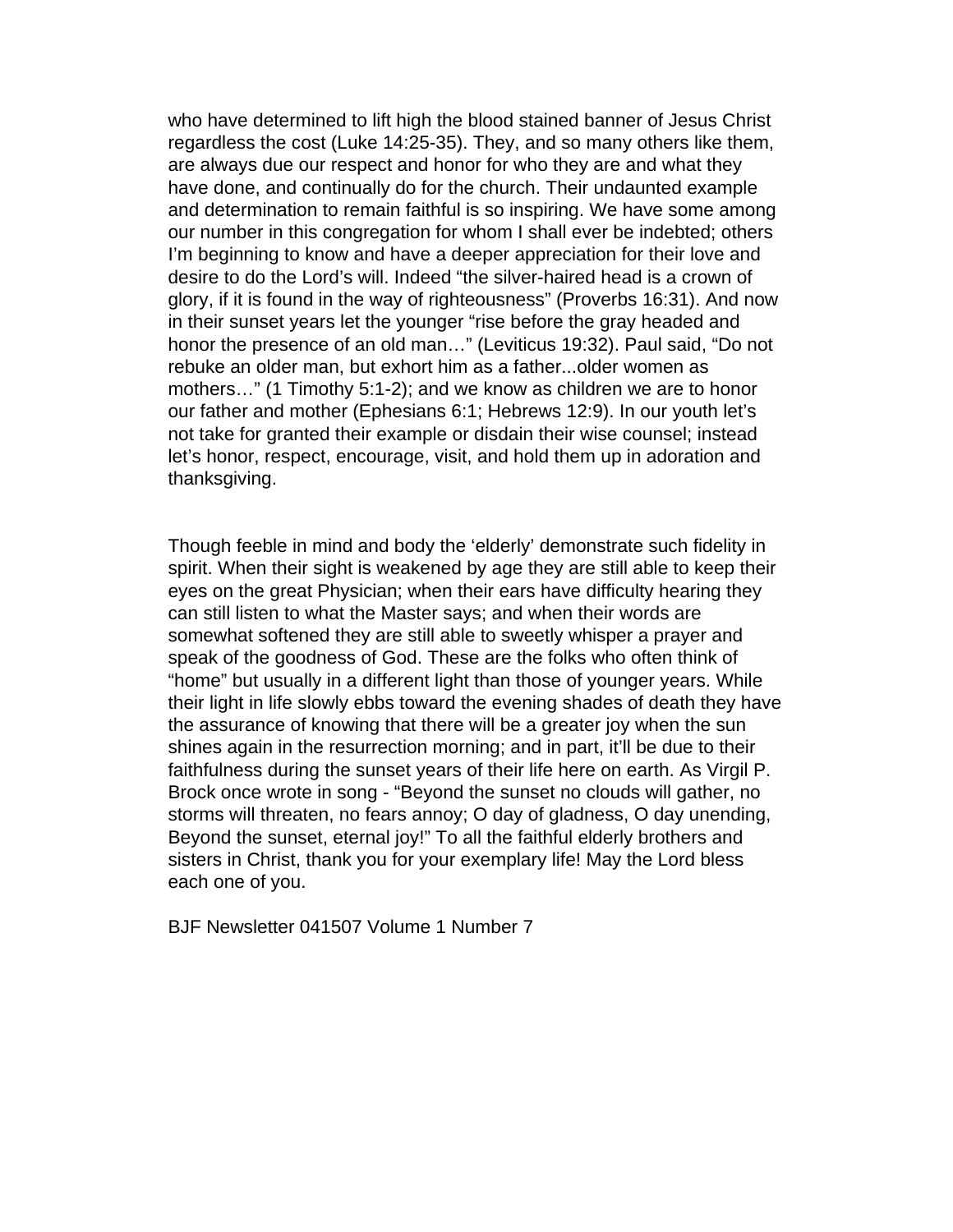who have determined to lift high the blood stained banner of Jesus Christ regardless the cost (Luke 14:25-35). They, and so many others like them, are always due our respect and honor for who they are and what they have done, and continually do for the church. Their undaunted example and determination to remain faithful is so inspiring. We have some among our number in this congregation for whom I shall ever be indebted; others I'm beginning to know and have a deeper appreciation for their love and desire to do the Lord's will. Indeed "the silver-haired head is a crown of glory, if it is found in the way of righteousness" (Proverbs 16:31). And now in their sunset years let the younger "rise before the gray headed and honor the presence of an old man…" (Leviticus 19:32). Paul said, "Do not rebuke an older man, but exhort him as a father...older women as mothers…" (1 Timothy 5:1-2); and we know as children we are to honor our father and mother (Ephesians 6:1; Hebrews 12:9). In our youth let's not take for granted their example or disdain their wise counsel; instead let's honor, respect, encourage, visit, and hold them up in adoration and thanksgiving.

Though feeble in mind and body the 'elderly' demonstrate such fidelity in spirit. When their sight is weakened by age they are still able to keep their eyes on the great Physician; when their ears have difficulty hearing they can still listen to what the Master says; and when their words are somewhat softened they are still able to sweetly whisper a prayer and speak of the goodness of God. These are the folks who often think of "home" but usually in a different light than those of younger years. While their light in life slowly ebbs toward the evening shades of death they have the assurance of knowing that there will be a greater joy when the sun shines again in the resurrection morning; and in part, it'll be due to their faithfulness during the sunset years of their life here on earth. As Virgil P. Brock once wrote in song - "Beyond the sunset no clouds will gather, no storms will threaten, no fears annoy; O day of gladness, O day unending, Beyond the sunset, eternal joy!" To all the faithful elderly brothers and sisters in Christ, thank you for your exemplary life! May the Lord bless each one of you.

BJF Newsletter 041507 Volume 1 Number 7